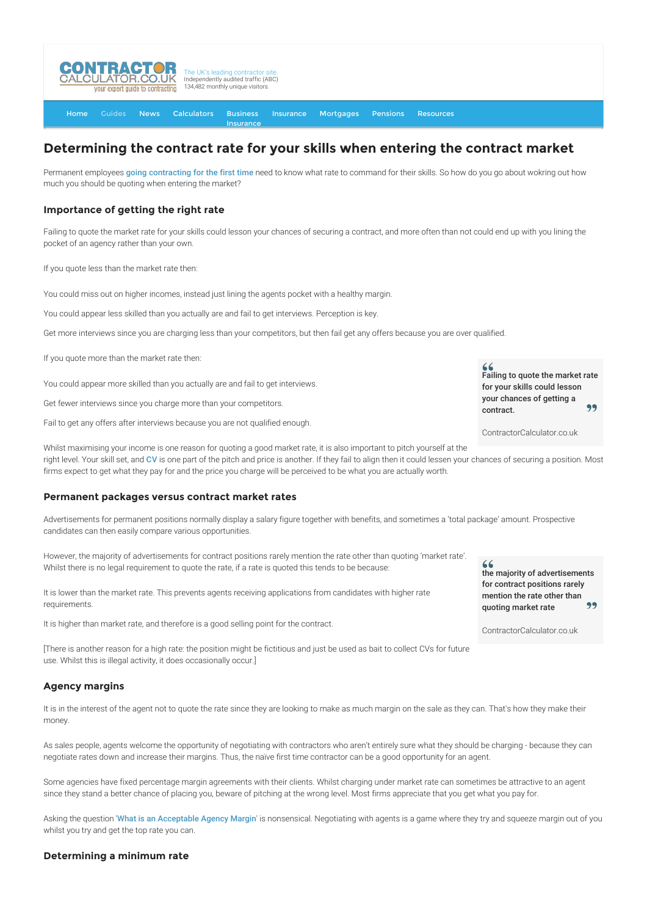# Determining the contract rate for your skills when entering the contract market

Permanent employees going contracting for the first time need to know what rate to command for their skills. So how do you go about wokring out how much you should be quoting when entering the market?

### Importance of getting the right rate

Failing to quote the market rate for your skills could lesson your chances of securing a contract, and more often than not could end up with you lining the pocket of an agency rather than your own.

If you quote less than the market rate then:

You could miss out on higher incomes, instead just lining the agents pocket with a healthy margin.

You could appear less skilled than you actually are and fail to get interviews. Perception is key.

Get more interviews since you are charging less than your competitors, but then fail get any offers because you are over qualified.

If you quote more than the market rate then:

You could appear more skilled than you actually are and fail to get interviews.

Get fewer interviews since you charge more than your competitors.

Fail to get any offers after interviews because you are not qualified enough.

> **Failing to quote the market rate for your skills could lesson your chances of getting a contract.**
>
> ContractorCalculator.co.uk

Whilst maximising your income is one reason for quoting a good market rate, it is also important to pitch yourself at the right level. Your skill set, and CV is one part of the pitch and price is another. If they fail to align then it could lessen your chances of securing a position. Most firms expect to get what they pay for and the price you charge will be perceived to be what you are actually worth.

### Permanent packages versus contract market rates

Advertisements for permanent positions normally display a salary figure together with benefits, and sometimes a 'total package' amount. Prospective candidates can then easily compare various opportunities.

However, the majority of advertisements for contract positions rarely mention the rate other than quoting 'market rate'. Whilst there is no legal requirement to quote the rate, if a rate is quoted this tends to be because:

It is lower than the market rate. This prevents agents receiving applications from candidates with higher rate requirements.

It is higher than market rate, and therefore is a good selling point for the contract.

> **the majority of advertisements for contract positions rarely mention the rate other than quoting market rate**
>
> ContractorCalculator.co.uk

[There is another reason for a high rate: the position might be fictitious and just be used as bait to collect CVs for future use. Whilst this is illegal activity, it does occasionally occur.]

### Agency margins

It is in the interest of the agent not to quote the rate since they are looking to make as much margin on the sale as they can. That's how they make their money.

As sales people, agents welcome the opportunity of negotiating with contractors who aren't entirely sure what they should be charging - because they can negotiate rates down and increase their margins. Thus, the naive first time contractor can be a good opportunity for an agent.

Some agencies have fixed percentage margin agreements with their clients. Whilst charging under market rate can sometimes be attractive to an agent since they stand a better chance of placing you, beware of pitching at the wrong level. Most firms appreciate that you get what you pay for.

Asking the question 'What is an Acceptable Agency Margin' is nonsensical. Negotiating with agents is a game where they try and squeeze margin out of you whilst you try and get the top rate you can.

### Determining a minimum rate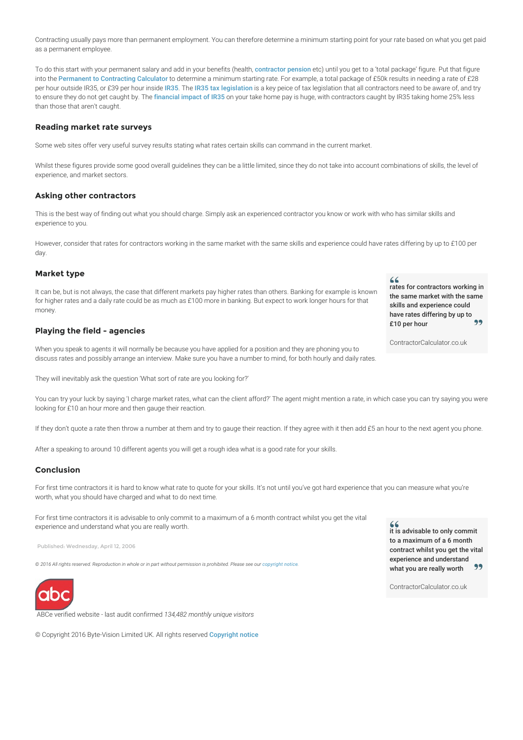Contracting usually pays more than permanent employment. You can therefore determine a minimum starting point for your rate based on what you get paid as a permanent employee.

To do this start with your permanent salary and add in your benefits (health, contractor pension etc) until you get to a 'total package' figure. Put that figure into the Permanent to Contracting Calculator to determine a minimum starting rate. For example, a total package of £50k results in needing a rate of £28 per hour outside IR35, or £39 per hour inside IR35. The IR35 tax legislation is a key peice of tax legislation that all contractors need to be aware of, and try to ensure they do not get caught by. The financial impact of IR35 on your take home pay is huge, with contractors caught by IR35 taking home 25% less than those that aren't caught.

### Reading market rate surveys

Some web sites offer very useful survey results stating what rates certain skills can command in the current market.

Whilst these figures provide some good overall guidelines they can be a little limited, since they do not take into account combinations of skills, the level of experience, and market sectors.

### Asking other contractors

This is the best way of finding out what you should charge. Simply ask an experienced contractor you know or work with who has similar skills and experience to you.

However, consider that rates for contractors working in the same market with the same skills and experience could have rates differing by up to £100 per day.

### Market type

It can be, but is not always, the case that different markets pay higher rates than others. Banking for example is known for higher rates and a daily rate could be as much as £100 more in banking. But expect to work longer hours for that money.

> **rates for contractors working in the same market with the same skills and experience could have rates differing by up to £10 per hour**
>
> ContractorCalculator.co.uk

### Playing the field - agencies

When you speak to agents it will normally be because you have applied for a position and they are phoning you to discuss rates and possibly arrange an interview. Make sure you have a number to mind, for both hourly and daily rates.

They will inevitably ask the question 'What sort of rate are you looking for?'

You can try your luck by saying 'I charge market rates, what can the client afford?' The agent might mention a rate, in which case you can try saying you were looking for £10 an hour more and then gauge their reaction.

If they don't quote a rate then throw a number at them and try to gauge their reaction. If they agree with it then add £5 an hour to the next agent you phone.

After a speaking to around 10 different agents you will get a rough idea what is a good rate for your skills.

### Conclusion

For first time contractors it is hard to know what rate to quote for your skills. It's not until you've got hard experience that you can measure what you're worth, what you should have charged and what to do next time.

For first time contractors it is advisable to only commit to a maximum of a 6 month contract whilst you get the vital experience and understand what you are really worth.

> **it is advisable to only commit to a maximum of a 6 month contract whilst you get the vital experience and understand what you are really worth**
>
> ContractorCalculator.co.uk

Published: Wednesday, April 12, 2006

*© 2016 All rights reserved. Reproduction in whole or in part without permission is prohibited. Please see our copyright notice.*

abc

ABCe verified website - last audit confirmed *134,482 monthly unique visitors*

© Copyright 2016 Byte-Vision Limited UK. All rights reserved Copyright notice